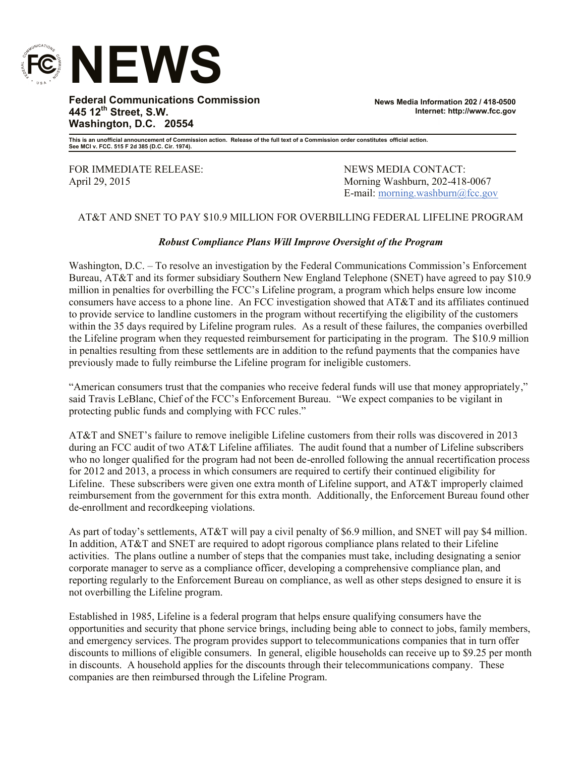# NEWS

**Federal Communications Commission**
**445 12th Street, S.W.**
**Washington, D.C. 20554**

**News Media Information 202 / 418-0500**
**Internet: http://www.fcc.gov**

**This is an unofficial announcement of Commission action. Release of the full text of a Commission order constitutes official action. See MCI v. FCC. 515 F 2d 385 (D.C. Cir. 1974).**

FOR IMMEDIATE RELEASE:
April 29, 2015

NEWS MEDIA CONTACT:
Morning Washburn, 202-418-0067
E-mail: morning.washburn@fcc.gov

## AT&T AND SNET TO PAY $10.9 MILLION FOR OVERBILLING FEDERAL LIFELINE PROGRAM

***Robust Compliance Plans Will Improve Oversight of the Program***

Washington, D.C. – To resolve an investigation by the Federal Communications Commission's Enforcement Bureau, AT&T and its former subsidiary Southern New England Telephone (SNET) have agreed to pay $10.9 million in penalties for overbilling the FCC's Lifeline program, a program which helps ensure low income consumers have access to a phone line. An FCC investigation showed that AT&T and its affiliates continued to provide service to landline customers in the program without recertifying the eligibility of the customers within the 35 days required by Lifeline program rules. As a result of these failures, the companies overbilled the Lifeline program when they requested reimbursement for participating in the program. The $10.9 million in penalties resulting from these settlements are in addition to the refund payments that the companies have previously made to fully reimburse the Lifeline program for ineligible customers.

"American consumers trust that the companies who receive federal funds will use that money appropriately," said Travis LeBlanc, Chief of the FCC's Enforcement Bureau. "We expect companies to be vigilant in protecting public funds and complying with FCC rules."

AT&T and SNET's failure to remove ineligible Lifeline customers from their rolls was discovered in 2013 during an FCC audit of two AT&T Lifeline affiliates. The audit found that a number of Lifeline subscribers who no longer qualified for the program had not been de-enrolled following the annual recertification process for 2012 and 2013, a process in which consumers are required to certify their continued eligibility for Lifeline. These subscribers were given one extra month of Lifeline support, and AT&T improperly claimed reimbursement from the government for this extra month. Additionally, the Enforcement Bureau found other de-enrollment and recordkeeping violations.

As part of today's settlements, AT&T will pay a civil penalty of $6.9 million, and SNET will pay $4 million. In addition, AT&T and SNET are required to adopt rigorous compliance plans related to their Lifeline activities. The plans outline a number of steps that the companies must take, including designating a senior corporate manager to serve as a compliance officer, developing a comprehensive compliance plan, and reporting regularly to the Enforcement Bureau on compliance, as well as other steps designed to ensure it is not overbilling the Lifeline program.

Established in 1985, Lifeline is a federal program that helps ensure qualifying consumers have the opportunities and security that phone service brings, including being able to connect to jobs, family members, and emergency services. The program provides support to telecommunications companies that in turn offer discounts to millions of eligible consumers. In general, eligible households can receive up to $9.25 per month in discounts. A household applies for the discounts through their telecommunications company. These companies are then reimbursed through the Lifeline Program.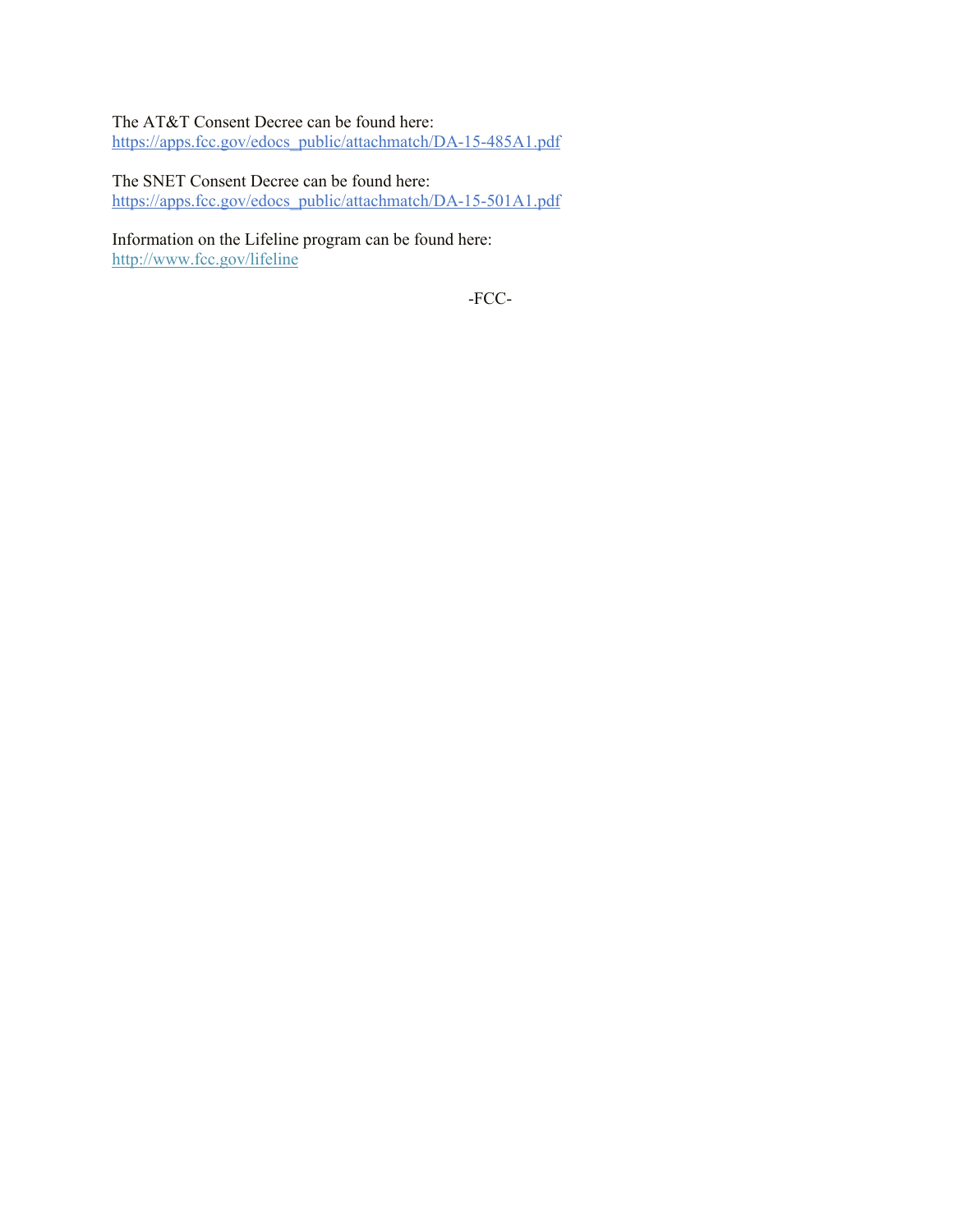The AT&T Consent Decree can be found here:
https://apps.fcc.gov/edocs_public/attachmatch/DA-15-485A1.pdf

The SNET Consent Decree can be found here:
https://apps.fcc.gov/edocs_public/attachmatch/DA-15-501A1.pdf

Information on the Lifeline program can be found here:
http://www.fcc.gov/lifeline

-FCC-